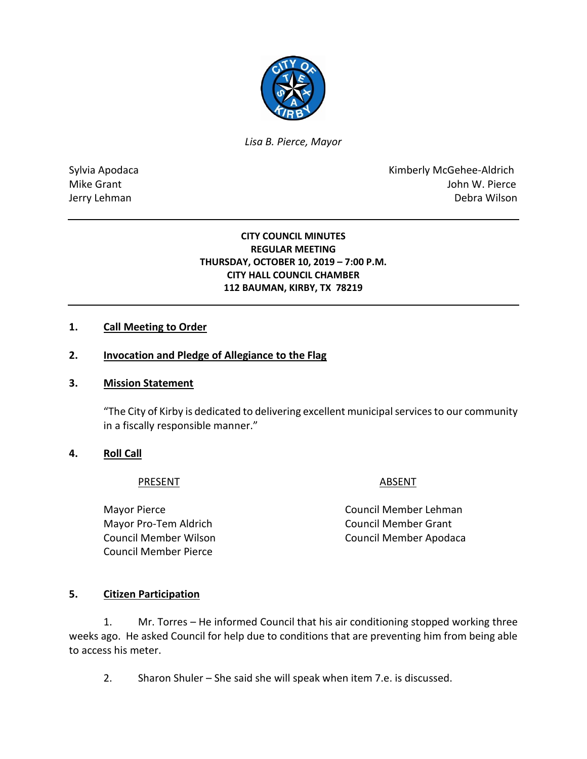*Lisa B. Pierce, Mayor*

Sylvia Apodaca
Mike Grant
Jerry Lehman

Kimberly McGehee-Aldrich
John W. Pierce
Debra Wilson

---

**CITY COUNCIL MINUTES**
**REGULAR MEETING**
**THURSDAY, OCTOBER 10, 2019 – 7:00 P.M.**
**CITY HALL COUNCIL CHAMBER**
**112 BAUMAN, KIRBY, TX 78219**

---

## 1. Call Meeting to Order

## 2. Invocation and Pledge of Allegiance to the Flag

## 3. Mission Statement

"The City of Kirby is dedicated to delivering excellent municipal services to our community in a fiscally responsible manner."

## 4. Roll Call

| PRESENT | ABSENT |
|---|---|
| Mayor Pierce | Council Member Lehman |
| Mayor Pro-Tem Aldrich | Council Member Grant |
| Council Member Wilson | Council Member Apodaca |
| Council Member Pierce | |

## 5. Citizen Participation

1. Mr. Torres – He informed Council that his air conditioning stopped working three weeks ago. He asked Council for help due to conditions that are preventing him from being able to access his meter.

2. Sharon Shuler – She said she will speak when item 7.e. is discussed.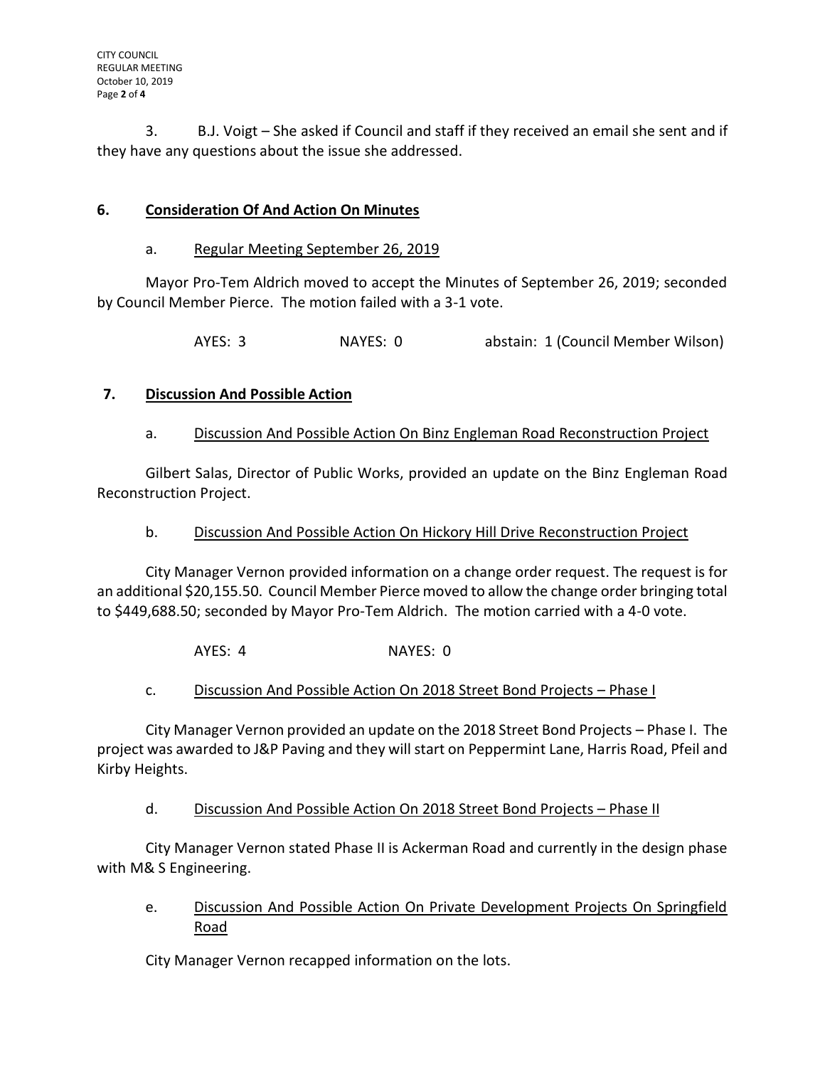3. B.J. Voigt – She asked if Council and staff if they received an email she sent and if they have any questions about the issue she addressed.

## 6. Consideration Of And Action On Minutes

a. Regular Meeting September 26, 2019

Mayor Pro-Tem Aldrich moved to accept the Minutes of September 26, 2019; seconded by Council Member Pierce. The motion failed with a 3-1 vote.

AYES: 3 NAYES: 0 abstain: 1 (Council Member Wilson)

## 7. Discussion And Possible Action

a. Discussion And Possible Action On Binz Engleman Road Reconstruction Project

Gilbert Salas, Director of Public Works, provided an update on the Binz Engleman Road Reconstruction Project.

b. Discussion And Possible Action On Hickory Hill Drive Reconstruction Project

City Manager Vernon provided information on a change order request. The request is for an additional $20,155.50. Council Member Pierce moved to allow the change order bringing total to $449,688.50; seconded by Mayor Pro-Tem Aldrich. The motion carried with a 4-0 vote.

AYES: 4 NAYES: 0

c. Discussion And Possible Action On 2018 Street Bond Projects – Phase I

City Manager Vernon provided an update on the 2018 Street Bond Projects – Phase I. The project was awarded to J&P Paving and they will start on Peppermint Lane, Harris Road, Pfeil and Kirby Heights.

d. Discussion And Possible Action On 2018 Street Bond Projects – Phase II

City Manager Vernon stated Phase II is Ackerman Road and currently in the design phase with M& S Engineering.

e. Discussion And Possible Action On Private Development Projects On Springfield Road

City Manager Vernon recapped information on the lots.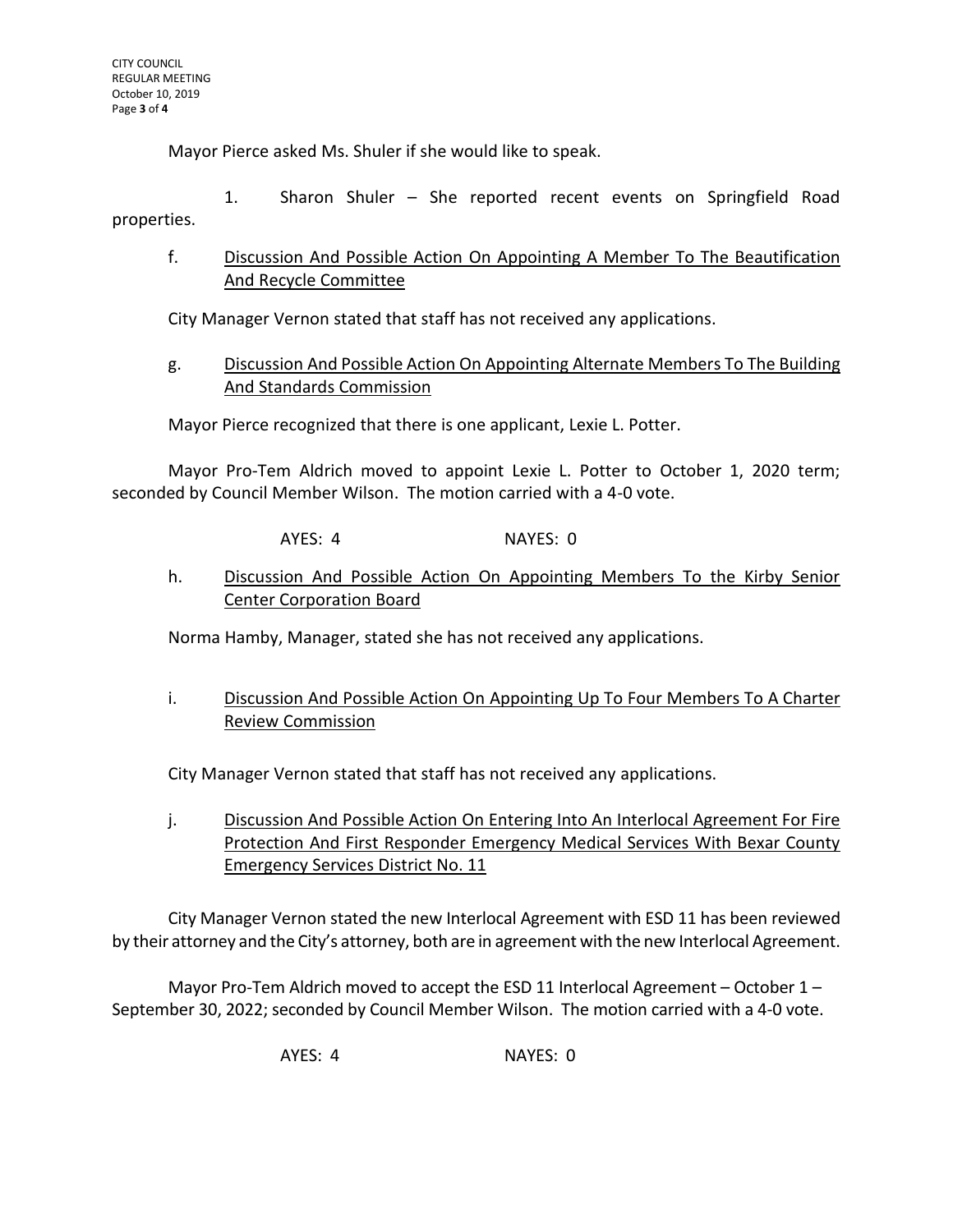Mayor Pierce asked Ms. Shuler if she would like to speak.

1. Sharon Shuler – She reported recent events on Springfield Road properties.

f. <u>Discussion And Possible Action On Appointing A Member To The Beautification And Recycle Committee</u>

City Manager Vernon stated that staff has not received any applications.

g. <u>Discussion And Possible Action On Appointing Alternate Members To The Building And Standards Commission</u>

Mayor Pierce recognized that there is one applicant, Lexie L. Potter.

Mayor Pro-Tem Aldrich moved to appoint Lexie L. Potter to October 1, 2020 term; seconded by Council Member Wilson. The motion carried with a 4-0 vote.

AYES: 4 NAYES: 0

h. <u>Discussion And Possible Action On Appointing Members To the Kirby Senior Center Corporation Board</u>

Norma Hamby, Manager, stated she has not received any applications.

i. <u>Discussion And Possible Action On Appointing Up To Four Members To A Charter Review Commission</u>

City Manager Vernon stated that staff has not received any applications.

j. <u>Discussion And Possible Action On Entering Into An Interlocal Agreement For Fire Protection And First Responder Emergency Medical Services With Bexar County Emergency Services District No. 11</u>

City Manager Vernon stated the new Interlocal Agreement with ESD 11 has been reviewed by their attorney and the City's attorney, both are in agreement with the new Interlocal Agreement.

Mayor Pro-Tem Aldrich moved to accept the ESD 11 Interlocal Agreement – October 1 – September 30, 2022; seconded by Council Member Wilson. The motion carried with a 4-0 vote.

AYES: 4 NAYES: 0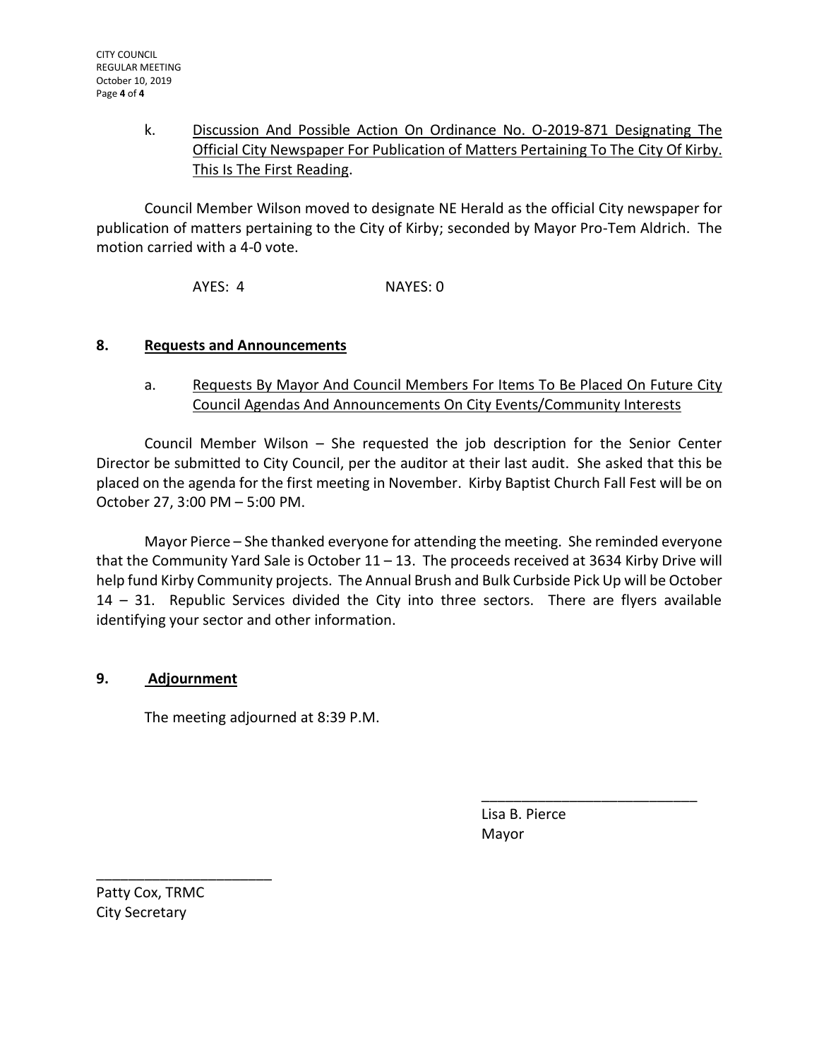k. Discussion And Possible Action On Ordinance No. O-2019-871 Designating The Official City Newspaper For Publication of Matters Pertaining To The City Of Kirby. This Is The First Reading.

Council Member Wilson moved to designate NE Herald as the official City newspaper for publication of matters pertaining to the City of Kirby; seconded by Mayor Pro-Tem Aldrich. The motion carried with a 4-0 vote.

AYES: 4 NAYES: 0

## 8. Requests and Announcements

a. Requests By Mayor And Council Members For Items To Be Placed On Future City Council Agendas And Announcements On City Events/Community Interests

Council Member Wilson – She requested the job description for the Senior Center Director be submitted to City Council, per the auditor at their last audit. She asked that this be placed on the agenda for the first meeting in November. Kirby Baptist Church Fall Fest will be on October 27, 3:00 PM – 5:00 PM.

Mayor Pierce – She thanked everyone for attending the meeting. She reminded everyone that the Community Yard Sale is October 11 – 13. The proceeds received at 3634 Kirby Drive will help fund Kirby Community projects. The Annual Brush and Bulk Curbside Pick Up will be October 14 – 31. Republic Services divided the City into three sectors. There are flyers available identifying your sector and other information.

## 9. Adjournment

The meeting adjourned at 8:39 P.M.

\_\_\_\_\_\_\_\_\_\_\_\_\_\_\_\_\_\_\_\_\_\_\_\_\_\_\_
Lisa B. Pierce
Mayor

\_\_\_\_\_\_\_\_\_\_\_\_\_\_\_\_\_\_\_\_\_\_\_\_\_\_\_
Patty Cox, TRMC
City Secretary